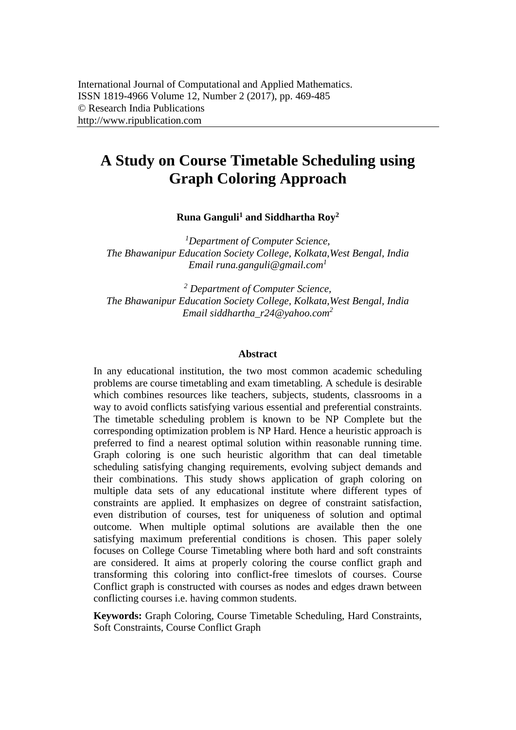International Journal of Computational and Applied Mathematics.
ISSN 1819-4966 Volume 12, Number 2 (2017), pp. 469-485
© Research India Publications
http://www.ripublication.com

# A Study on Course Timetable Scheduling using Graph Coloring Approach

**Runa Ganguli[1] and Siddhartha Roy[2]**

*[1]Department of Computer Science,*
*The Bhawanipur Education Society College, Kolkata,West Bengal, India*
*Email runa.ganguli@gmail.com[1]*

*[2] Department of Computer Science,*
*The Bhawanipur Education Society College, Kolkata,West Bengal, India*
*Email siddhartha_r24@yahoo.com[2]*

### Abstract

In any educational institution, the two most common academic scheduling problems are course timetabling and exam timetabling. A schedule is desirable which combines resources like teachers, subjects, students, classrooms in a way to avoid conflicts satisfying various essential and preferential constraints. The timetable scheduling problem is known to be NP Complete but the corresponding optimization problem is NP Hard. Hence a heuristic approach is preferred to find a nearest optimal solution within reasonable running time. Graph coloring is one such heuristic algorithm that can deal timetable scheduling satisfying changing requirements, evolving subject demands and their combinations. This study shows application of graph coloring on multiple data sets of any educational institute where different types of constraints are applied. It emphasizes on degree of constraint satisfaction, even distribution of courses, test for uniqueness of solution and optimal outcome. When multiple optimal solutions are available then the one satisfying maximum preferential conditions is chosen. This paper solely focuses on College Course Timetabling where both hard and soft constraints are considered. It aims at properly coloring the course conflict graph and transforming this coloring into conflict-free timeslots of courses. Course Conflict graph is constructed with courses as nodes and edges drawn between conflicting courses i.e. having common students.

**Keywords:** Graph Coloring, Course Timetable Scheduling, Hard Constraints, Soft Constraints, Course Conflict Graph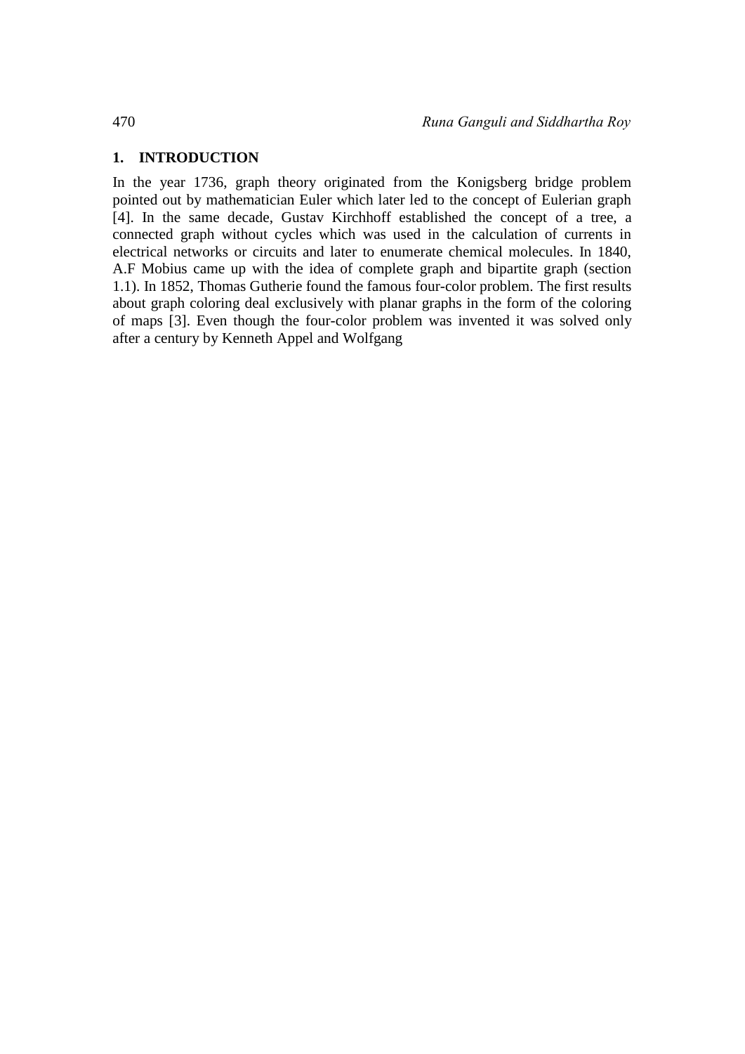## 1. INTRODUCTION

In the year 1736, graph theory originated from the Konigsberg bridge problem pointed out by mathematician Euler which later led to the concept of Eulerian graph [4]. In the same decade, Gustav Kirchhoff established the concept of a tree, a connected graph without cycles which was used in the calculation of currents in electrical networks or circuits and later to enumerate chemical molecules. In 1840, A.F Mobius came up with the idea of complete graph and bipartite graph (section 1.1). In 1852, Thomas Gutherie found the famous four-color problem. The first results about graph coloring deal exclusively with planar graphs in the form of the coloring of maps [3]. Even though the four-color problem was invented it was solved only after a century by Kenneth Appel and Wolfgang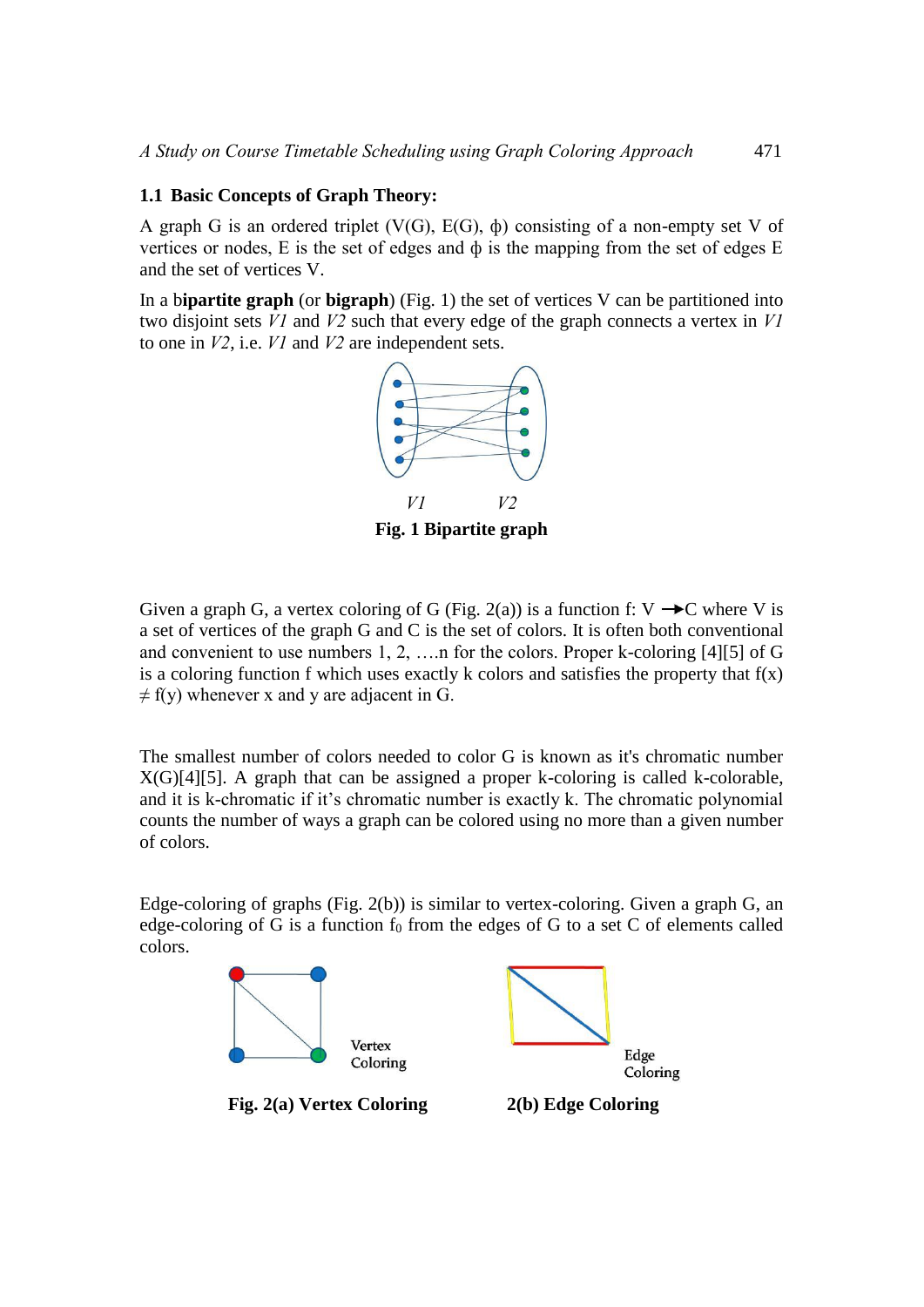### 1.1 Basic Concepts of Graph Theory:

A graph G is an ordered triplet (V(G), E(G), ϕ) consisting of a non-empty set V of vertices or nodes, E is the set of edges and ϕ is the mapping from the set of edges E and the set of vertices V.

In a b**ipartite graph** (or **bigraph**) (Fig. 1) the set of vertices V can be partitioned into two disjoint sets *V1* and *V2* such that every edge of the graph connects a vertex in *V1* to one in *V2*, i.e. *V1* and *V2* are independent sets.

*V1* *V2*

**Fig. 1 Bipartite graph**

Given a graph G, a vertex coloring of G (Fig. 2(a)) is a function f: V $\rightarrow$C where V is a set of vertices of the graph G and C is the set of colors. It is often both conventional and convenient to use numbers 1, 2, ….n for the colors. Proper k-coloring [4][5] of G is a coloring function f which uses exactly k colors and satisfies the property that $f(x) \neq f(y)$ whenever x and y are adjacent in G.

The smallest number of colors needed to color G is known as it's chromatic number X(G)[4][5]. A graph that can be assigned a proper k-coloring is called k-colorable, and it is k-chromatic if it's chromatic number is exactly k. The chromatic polynomial counts the number of ways a graph can be colored using no more than a given number of colors.

Edge-coloring of graphs (Fig. 2(b)) is similar to vertex-coloring. Given a graph G, an edge-coloring of G is a function $f_0$ from the edges of G to a set C of elements called colors.

Vertex Coloring

Edge Coloring

**Fig. 2(a) Vertex Coloring** **2(b) Edge Coloring**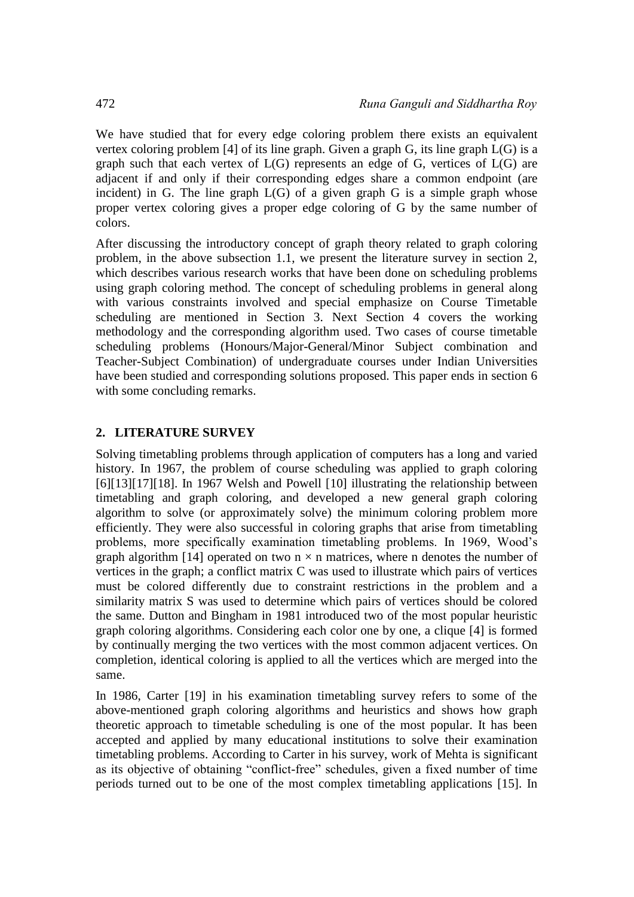We have studied that for every edge coloring problem there exists an equivalent vertex coloring problem [4] of its line graph. Given a graph G, its line graph L(G) is a graph such that each vertex of L(G) represents an edge of G, vertices of L(G) are adjacent if and only if their corresponding edges share a common endpoint (are incident) in G. The line graph L(G) of a given graph G is a simple graph whose proper vertex coloring gives a proper edge coloring of G by the same number of colors.

After discussing the introductory concept of graph theory related to graph coloring problem, in the above subsection 1.1, we present the literature survey in section 2, which describes various research works that have been done on scheduling problems using graph coloring method. The concept of scheduling problems in general along with various constraints involved and special emphasize on Course Timetable scheduling are mentioned in Section 3. Next Section 4 covers the working methodology and the corresponding algorithm used. Two cases of course timetable scheduling problems (Honours/Major-General/Minor Subject combination and Teacher-Subject Combination) of undergraduate courses under Indian Universities have been studied and corresponding solutions proposed. This paper ends in section 6 with some concluding remarks.

## 2. LITERATURE SURVEY

Solving timetabling problems through application of computers has a long and varied history. In 1967, the problem of course scheduling was applied to graph coloring [6][13][17][18]. In 1967 Welsh and Powell [10] illustrating the relationship between timetabling and graph coloring, and developed a new general graph coloring algorithm to solve (or approximately solve) the minimum coloring problem more efficiently. They were also successful in coloring graphs that arise from timetabling problems, more specifically examination timetabling problems. In 1969, Wood's graph algorithm [14] operated on two $n \times n$ matrices, where n denotes the number of vertices in the graph; a conflict matrix C was used to illustrate which pairs of vertices must be colored differently due to constraint restrictions in the problem and a similarity matrix S was used to determine which pairs of vertices should be colored the same. Dutton and Bingham in 1981 introduced two of the most popular heuristic graph coloring algorithms. Considering each color one by one, a clique [4] is formed by continually merging the two vertices with the most common adjacent vertices. On completion, identical coloring is applied to all the vertices which are merged into the same.

In 1986, Carter [19] in his examination timetabling survey refers to some of the above-mentioned graph coloring algorithms and heuristics and shows how graph theoretic approach to timetable scheduling is one of the most popular. It has been accepted and applied by many educational institutions to solve their examination timetabling problems. According to Carter in his survey, work of Mehta is significant as its objective of obtaining "conflict-free" schedules, given a fixed number of time periods turned out to be one of the most complex timetabling applications [15]. In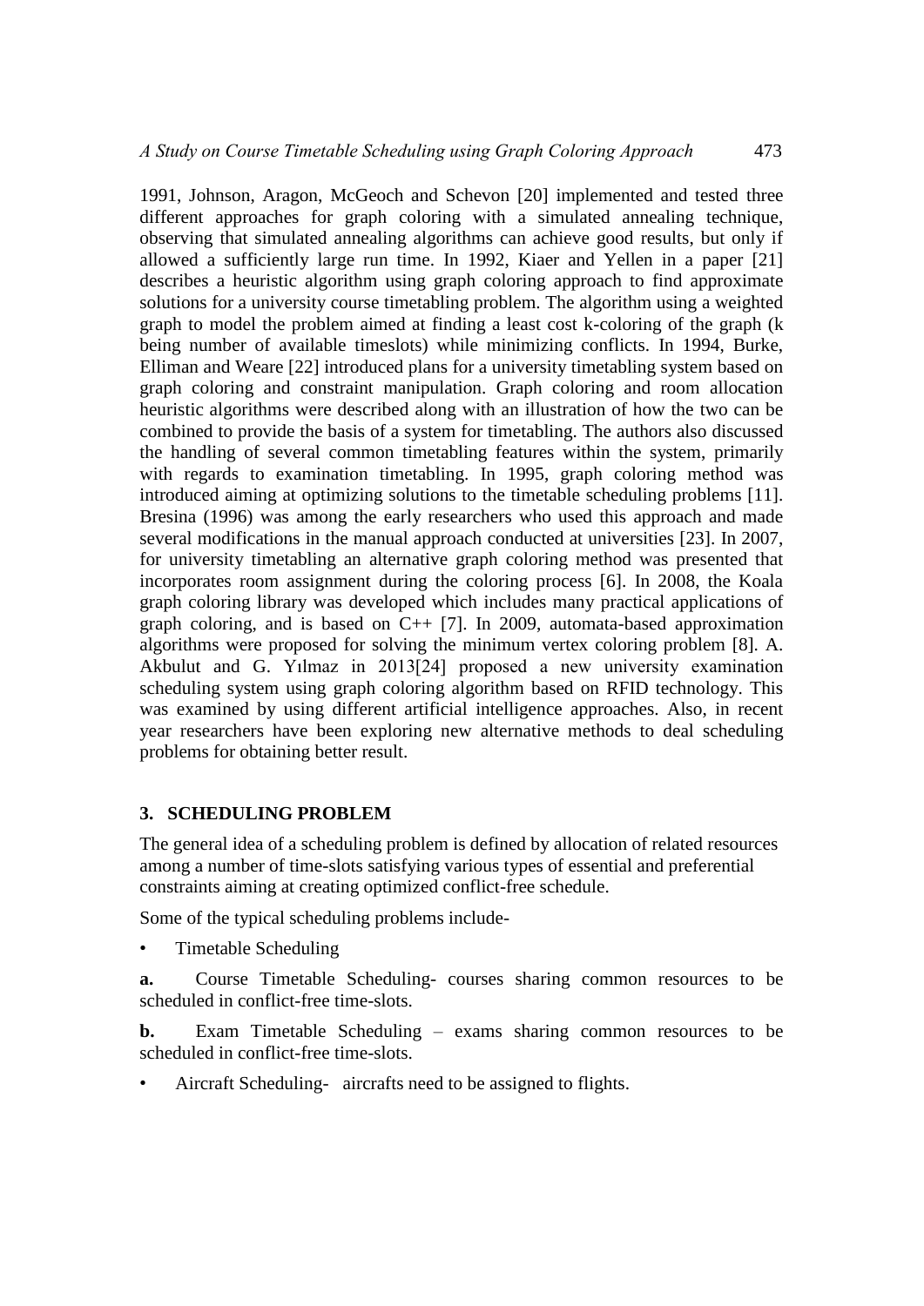1991, Johnson, Aragon, McGeoch and Schevon [20] implemented and tested three different approaches for graph coloring with a simulated annealing technique, observing that simulated annealing algorithms can achieve good results, but only if allowed a sufficiently large run time. In 1992, Kiaer and Yellen in a paper [21] describes a heuristic algorithm using graph coloring approach to find approximate solutions for a university course timetabling problem. The algorithm using a weighted graph to model the problem aimed at finding a least cost k-coloring of the graph (k being number of available timeslots) while minimizing conflicts. In 1994, Burke, Elliman and Weare [22] introduced plans for a university timetabling system based on graph coloring and constraint manipulation. Graph coloring and room allocation heuristic algorithms were described along with an illustration of how the two can be combined to provide the basis of a system for timetabling. The authors also discussed the handling of several common timetabling features within the system, primarily with regards to examination timetabling. In 1995, graph coloring method was introduced aiming at optimizing solutions to the timetable scheduling problems [11]. Bresina (1996) was among the early researchers who used this approach and made several modifications in the manual approach conducted at universities [23]. In 2007, for university timetabling an alternative graph coloring method was presented that incorporates room assignment during the coloring process [6]. In 2008, the Koala graph coloring library was developed which includes many practical applications of graph coloring, and is based on C++ [7]. In 2009, automata-based approximation algorithms were proposed for solving the minimum vertex coloring problem [8]. A. Akbulut and G. Yılmaz in 2013[24] proposed a new university examination scheduling system using graph coloring algorithm based on RFID technology. This was examined by using different artificial intelligence approaches. Also, in recent year researchers have been exploring new alternative methods to deal scheduling problems for obtaining better result.

## 3. SCHEDULING PROBLEM

The general idea of a scheduling problem is defined by allocation of related resources among a number of time-slots satisfying various types of essential and preferential constraints aiming at creating optimized conflict-free schedule.

Some of the typical scheduling problems include-

- Timetable Scheduling

**a.** Course Timetable Scheduling- courses sharing common resources to be scheduled in conflict-free time-slots.

**b.** Exam Timetable Scheduling – exams sharing common resources to be scheduled in conflict-free time-slots.

- Aircraft Scheduling- aircrafts need to be assigned to flights.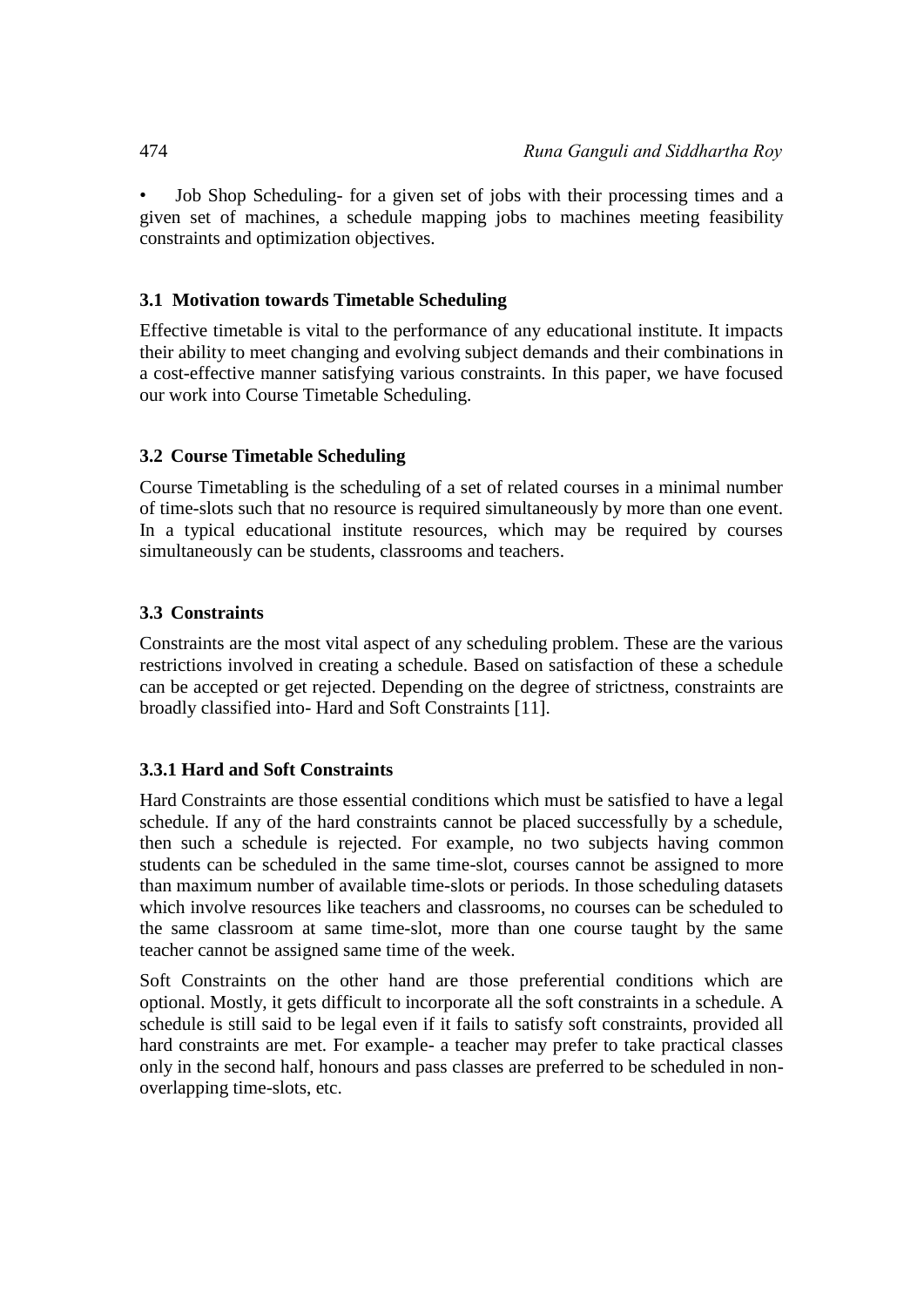- Job Shop Scheduling- for a given set of jobs with their processing times and a given set of machines, a schedule mapping jobs to machines meeting feasibility constraints and optimization objectives.

### 3.1 Motivation towards Timetable Scheduling

Effective timetable is vital to the performance of any educational institute. It impacts their ability to meet changing and evolving subject demands and their combinations in a cost-effective manner satisfying various constraints. In this paper, we have focused our work into Course Timetable Scheduling.

### 3.2 Course Timetable Scheduling

Course Timetabling is the scheduling of a set of related courses in a minimal number of time-slots such that no resource is required simultaneously by more than one event. In a typical educational institute resources, which may be required by courses simultaneously can be students, classrooms and teachers.

### 3.3 Constraints

Constraints are the most vital aspect of any scheduling problem. These are the various restrictions involved in creating a schedule. Based on satisfaction of these a schedule can be accepted or get rejected. Depending on the degree of strictness, constraints are broadly classified into- Hard and Soft Constraints [11].

#### 3.3.1 Hard and Soft Constraints

Hard Constraints are those essential conditions which must be satisfied to have a legal schedule. If any of the hard constraints cannot be placed successfully by a schedule, then such a schedule is rejected. For example, no two subjects having common students can be scheduled in the same time-slot, courses cannot be assigned to more than maximum number of available time-slots or periods. In those scheduling datasets which involve resources like teachers and classrooms, no courses can be scheduled to the same classroom at same time-slot, more than one course taught by the same teacher cannot be assigned same time of the week.

Soft Constraints on the other hand are those preferential conditions which are optional. Mostly, it gets difficult to incorporate all the soft constraints in a schedule. A schedule is still said to be legal even if it fails to satisfy soft constraints, provided all hard constraints are met. For example- a teacher may prefer to take practical classes only in the second half, honours and pass classes are preferred to be scheduled in non-overlapping time-slots, etc.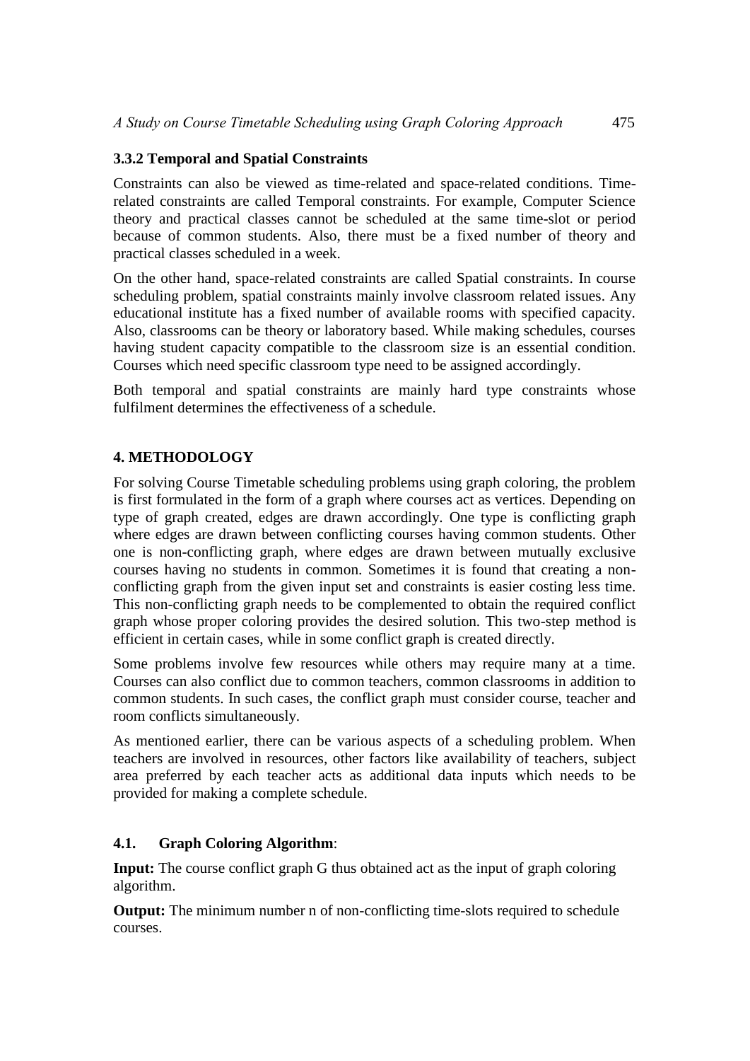### 3.3.2 Temporal and Spatial Constraints

Constraints can also be viewed as time-related and space-related conditions. Time-related constraints are called Temporal constraints. For example, Computer Science theory and practical classes cannot be scheduled at the same time-slot or period because of common students. Also, there must be a fixed number of theory and practical classes scheduled in a week.

On the other hand, space-related constraints are called Spatial constraints. In course scheduling problem, spatial constraints mainly involve classroom related issues. Any educational institute has a fixed number of available rooms with specified capacity. Also, classrooms can be theory or laboratory based. While making schedules, courses having student capacity compatible to the classroom size is an essential condition. Courses which need specific classroom type need to be assigned accordingly.

Both temporal and spatial constraints are mainly hard type constraints whose fulfilment determines the effectiveness of a schedule.

## 4. METHODOLOGY

For solving Course Timetable scheduling problems using graph coloring, the problem is first formulated in the form of a graph where courses act as vertices. Depending on type of graph created, edges are drawn accordingly. One type is conflicting graph where edges are drawn between conflicting courses having common students. Other one is non-conflicting graph, where edges are drawn between mutually exclusive courses having no students in common. Sometimes it is found that creating a non-conflicting graph from the given input set and constraints is easier costing less time. This non-conflicting graph needs to be complemented to obtain the required conflict graph whose proper coloring provides the desired solution. This two-step method is efficient in certain cases, while in some conflict graph is created directly.

Some problems involve few resources while others may require many at a time. Courses can also conflict due to common teachers, common classrooms in addition to common students. In such cases, the conflict graph must consider course, teacher and room conflicts simultaneously.

As mentioned earlier, there can be various aspects of a scheduling problem. When teachers are involved in resources, other factors like availability of teachers, subject area preferred by each teacher acts as additional data inputs which needs to be provided for making a complete schedule.

### 4.1. Graph Coloring Algorithm:

**Input:** The course conflict graph G thus obtained act as the input of graph coloring algorithm.

**Output:** The minimum number n of non-conflicting time-slots required to schedule courses.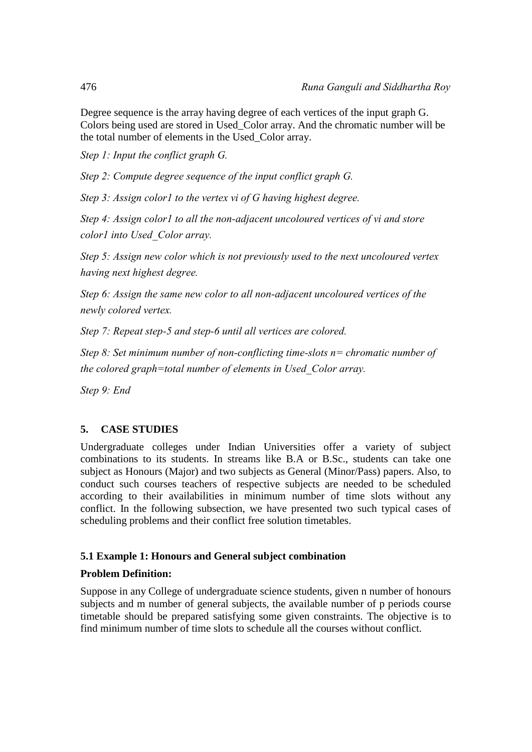Degree sequence is the array having degree of each vertices of the input graph G. Colors being used are stored in Used_Color array. And the chromatic number will be the total number of elements in the Used_Color array.

*Step 1: Input the conflict graph G.*

*Step 2: Compute degree sequence of the input conflict graph G.*

*Step 3: Assign color1 to the vertex vi of G having highest degree.*

*Step 4: Assign color1 to all the non-adjacent uncoloured vertices of vi and store color1 into Used_Color array.*

*Step 5: Assign new color which is not previously used to the next uncoloured vertex having next highest degree.*

*Step 6: Assign the same new color to all non-adjacent uncoloured vertices of the newly colored vertex.*

*Step 7: Repeat step-5 and step-6 until all vertices are colored.*

*Step 8: Set minimum number of non-conflicting time-slots n= chromatic number of the colored graph=total number of elements in Used_Color array.*

*Step 9: End*

## 5. CASE STUDIES

Undergraduate colleges under Indian Universities offer a variety of subject combinations to its students. In streams like B.A or B.Sc., students can take one subject as Honours (Major) and two subjects as General (Minor/Pass) papers. Also, to conduct such courses teachers of respective subjects are needed to be scheduled according to their availabilities in minimum number of time slots without any conflict. In the following subsection, we have presented two such typical cases of scheduling problems and their conflict free solution timetables.

### 5.1 Example 1: Honours and General subject combination

**Problem Definition:**

Suppose in any College of undergraduate science students, given n number of honours subjects and m number of general subjects, the available number of p periods course timetable should be prepared satisfying some given constraints. The objective is to find minimum number of time slots to schedule all the courses without conflict.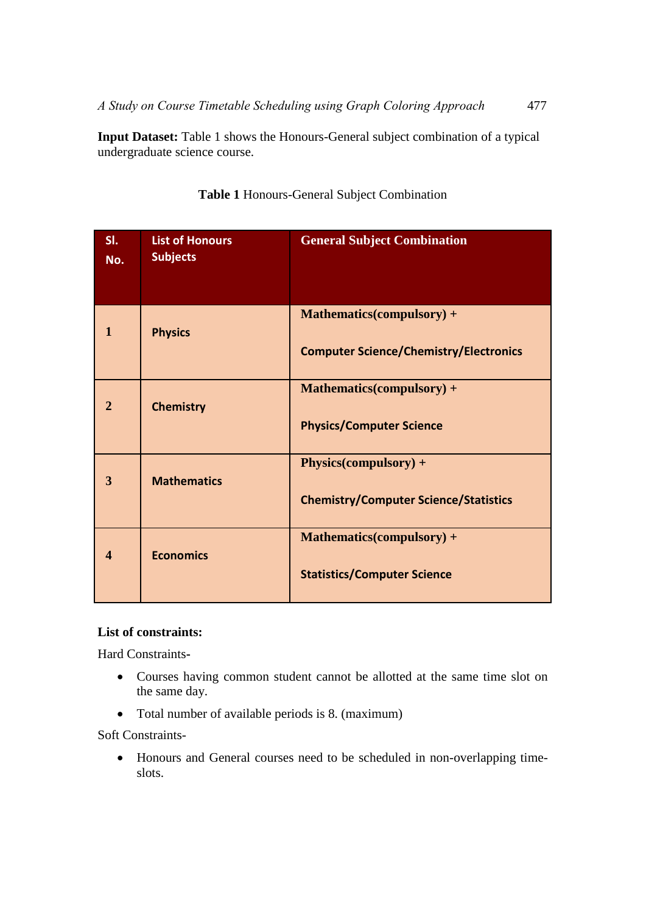**Input Dataset:** Table 1 shows the Honours-General subject combination of a typical undergraduate science course.

**Table 1** Honours-General Subject Combination

| Sl. No. | List of Honours Subjects | General Subject Combination |
|---|---|---|
| 1 | Physics | Mathematics(compulsory) + Computer Science/Chemistry/Electronics |
| 2 | Chemistry | Mathematics(compulsory) + Physics/Computer Science |
| 3 | Mathematics | Physics(compulsory) + Chemistry/Computer Science/Statistics |
| 4 | Economics | Mathematics(compulsory) + Statistics/Computer Science |

**List of constraints:**

Hard Constraints-

- Courses having common student cannot be allotted at the same time slot on the same day.
- Total number of available periods is 8. (maximum)

Soft Constraints-

- Honours and General courses need to be scheduled in non-overlapping time-slots.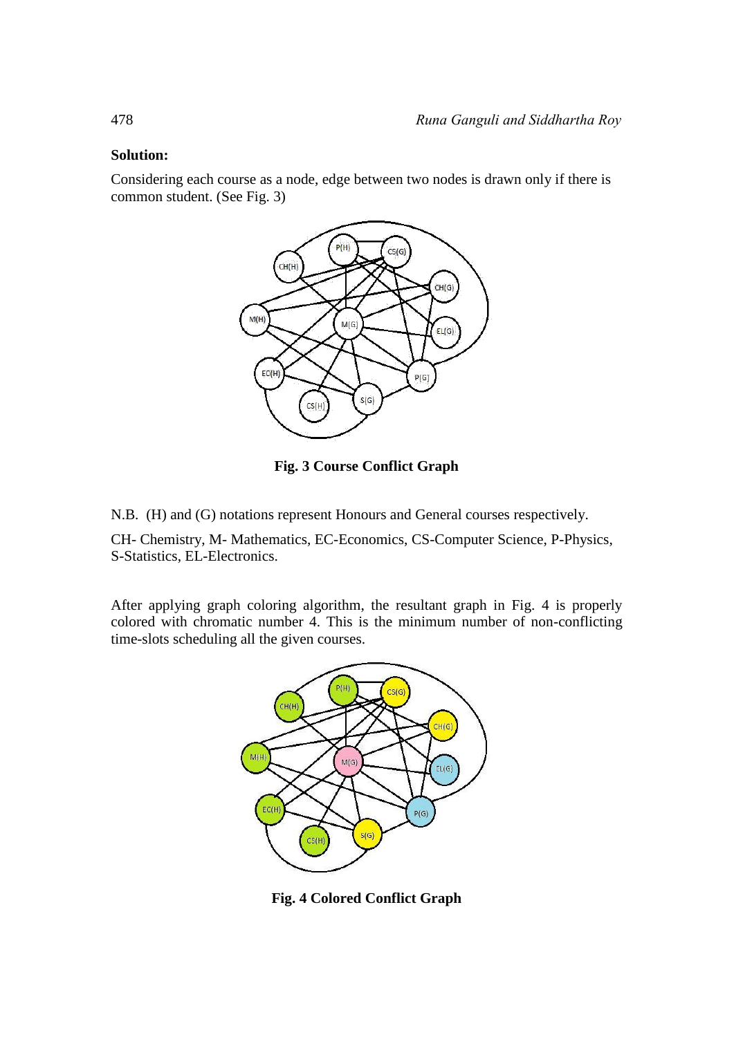**Solution:**

Considering each course as a node, edge between two nodes is drawn only if there is common student. (See Fig. 3)

**Fig. 3 Course Conflict Graph**

N.B. (H) and (G) notations represent Honours and General courses respectively.

CH- Chemistry, M- Mathematics, EC-Economics, CS-Computer Science, P-Physics, S-Statistics, EL-Electronics.

After applying graph coloring algorithm, the resultant graph in Fig. 4 is properly colored with chromatic number 4. This is the minimum number of non-conflicting time-slots scheduling all the given courses.

**Fig. 4 Colored Conflict Graph**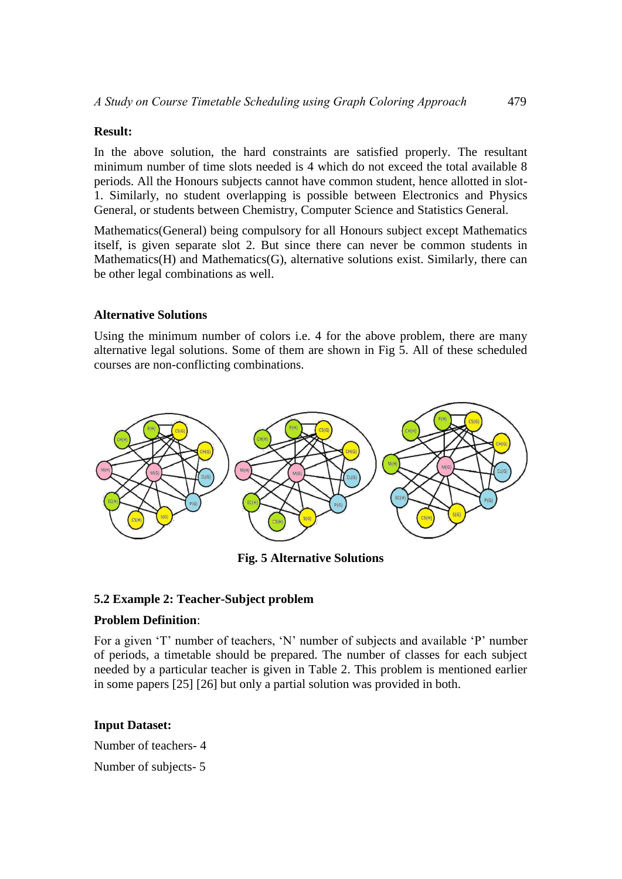**Result:**

In the above solution, the hard constraints are satisfied properly. The resultant minimum number of time slots needed is 4 which do not exceed the total available 8 periods. All the Honours subjects cannot have common student, hence allotted in slot-1. Similarly, no student overlapping is possible between Electronics and Physics General, or students between Chemistry, Computer Science and Statistics General.

Mathematics(General) being compulsory for all Honours subject except Mathematics itself, is given separate slot 2. But since there can never be common students in Mathematics(H) and Mathematics(G), alternative solutions exist. Similarly, there can be other legal combinations as well.

**Alternative Solutions**

Using the minimum number of colors i.e. 4 for the above problem, there are many alternative legal solutions. Some of them are shown in Fig 5. All of these scheduled courses are non-conflicting combinations.

**Fig. 5 Alternative Solutions**

### 5.2 Example 2: Teacher-Subject problem

**Problem Definition**:

For a given 'T' number of teachers, 'N' number of subjects and available 'P' number of periods, a timetable should be prepared. The number of classes for each subject needed by a particular teacher is given in Table 2. This problem is mentioned earlier in some papers [25] [26] but only a partial solution was provided in both.

**Input Dataset:**

Number of teachers- 4

Number of subjects- 5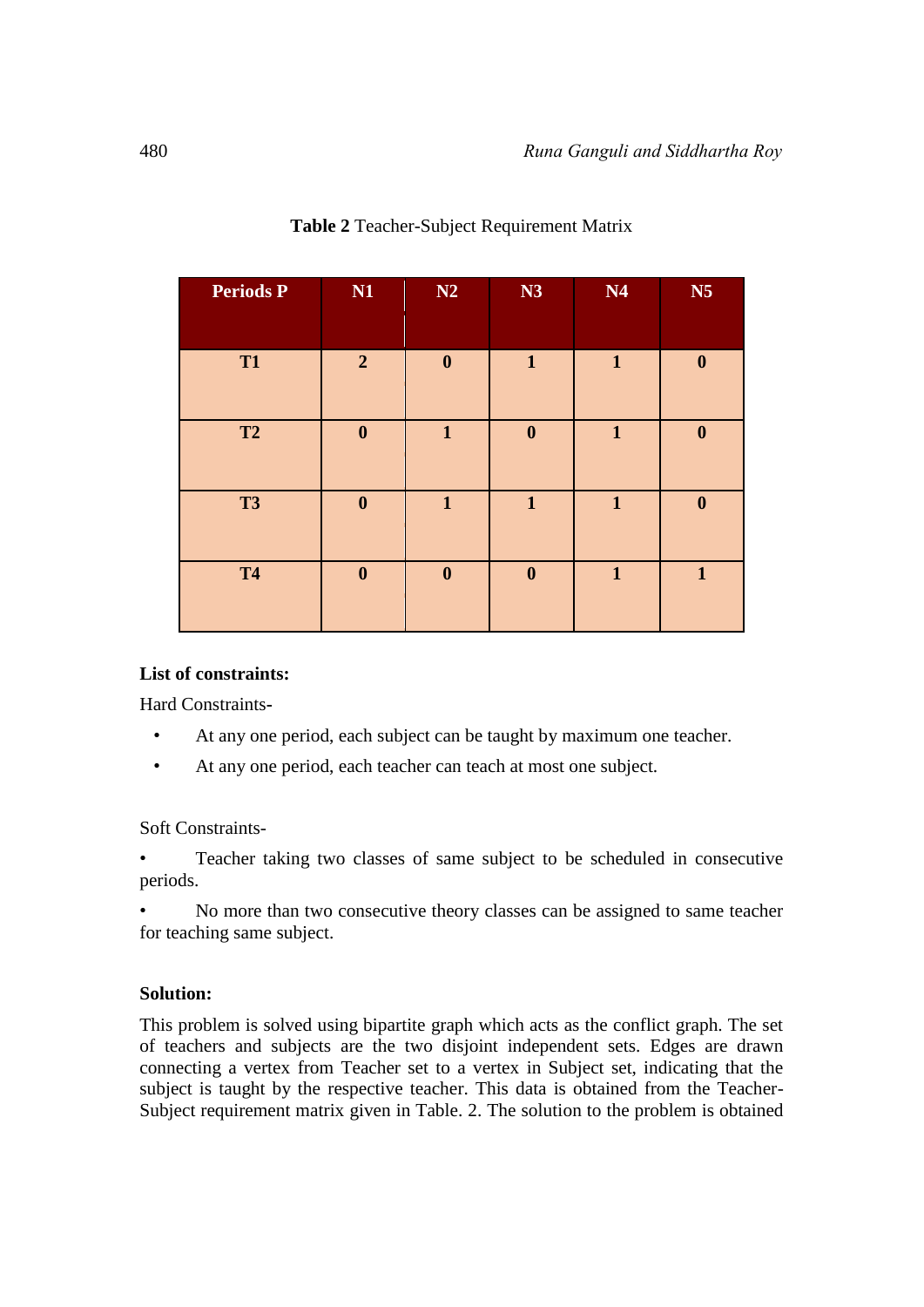**Table 2** Teacher-Subject Requirement Matrix

| Periods P | N1 | N2 | N3 | N4 | N5 |
|---|---|---|---|---|---|
| T1 | 2 | 0 | 1 | 1 | 0 |
| T2 | 0 | 1 | 0 | 1 | 0 |
| T3 | 0 | 1 | 1 | 1 | 0 |
| T4 | 0 | 0 | 0 | 1 | 1 |

**List of constraints:**

Hard Constraints-

- At any one period, each subject can be taught by maximum one teacher.
- At any one period, each teacher can teach at most one subject.

Soft Constraints-

- Teacher taking two classes of same subject to be scheduled in consecutive periods.
- No more than two consecutive theory classes can be assigned to same teacher for teaching same subject.

**Solution:**

This problem is solved using bipartite graph which acts as the conflict graph. The set of teachers and subjects are the two disjoint independent sets. Edges are drawn connecting a vertex from Teacher set to a vertex in Subject set, indicating that the subject is taught by the respective teacher. This data is obtained from the Teacher-Subject requirement matrix given in Table. 2. The solution to the problem is obtained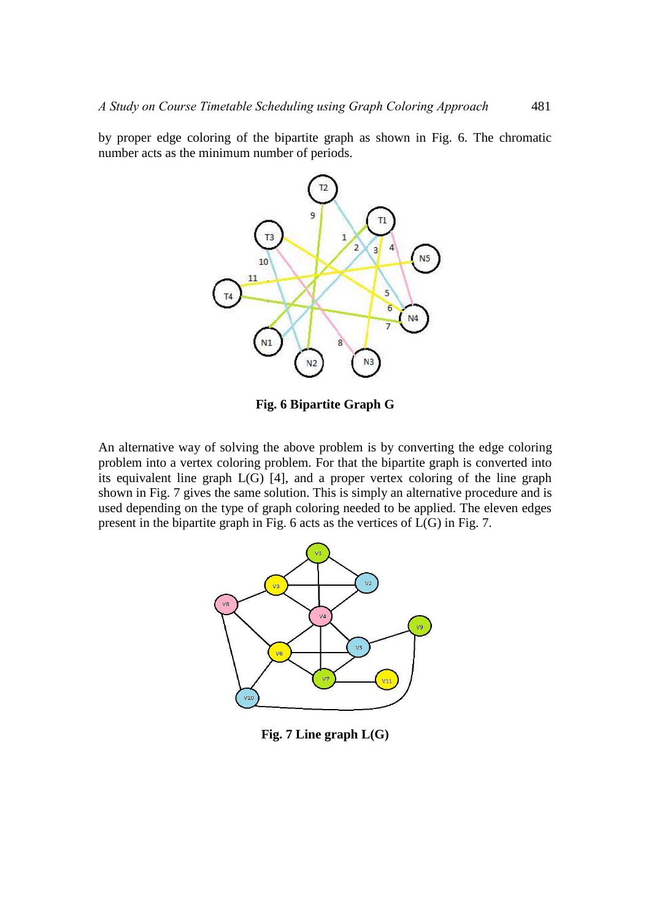by proper edge coloring of the bipartite graph as shown in Fig. 6. The chromatic number acts as the minimum number of periods.

**Fig. 6 Bipartite Graph G**

An alternative way of solving the above problem is by converting the edge coloring problem into a vertex coloring problem. For that the bipartite graph is converted into its equivalent line graph L(G) [4], and a proper vertex coloring of the line graph shown in Fig. 7 gives the same solution. This is simply an alternative procedure and is used depending on the type of graph coloring needed to be applied. The eleven edges present in the bipartite graph in Fig. 6 acts as the vertices of L(G) in Fig. 7.

**Fig. 7 Line graph L(G)**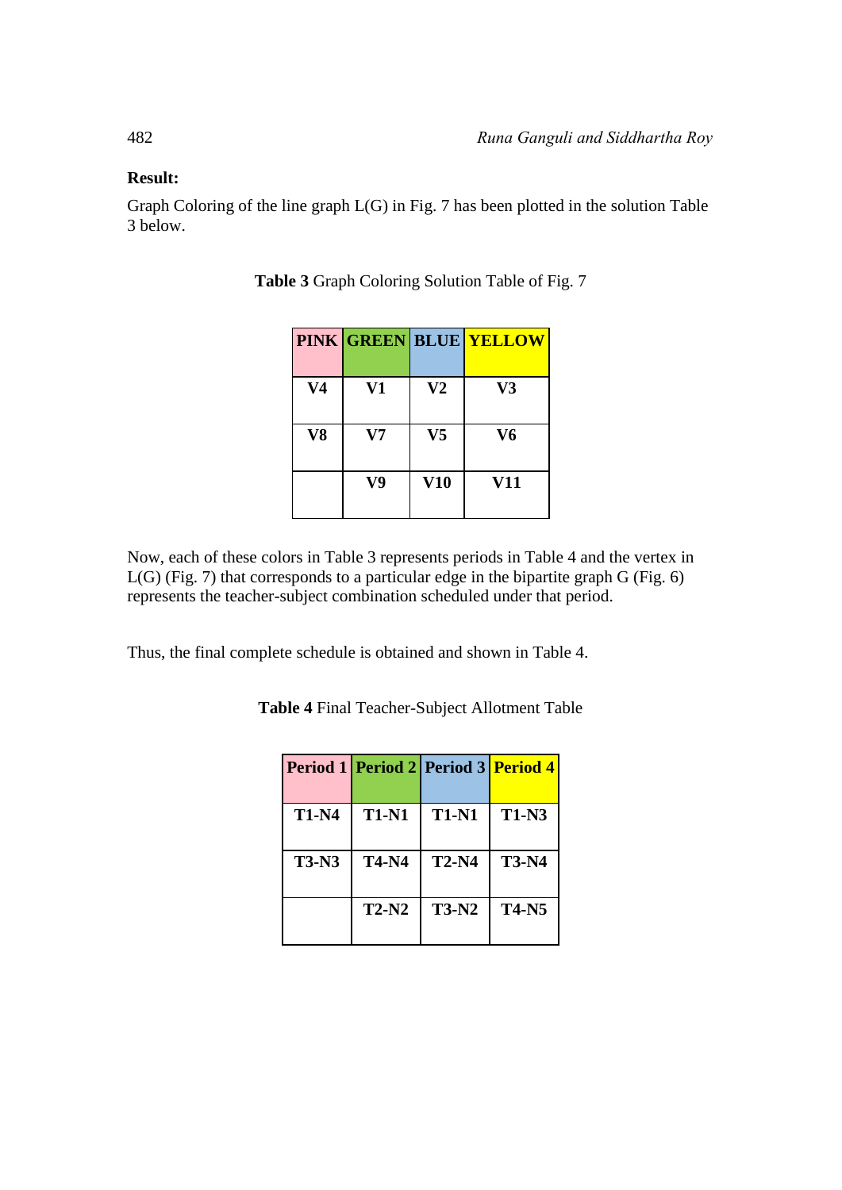**Result:**

Graph Coloring of the line graph L(G) in Fig. 7 has been plotted in the solution Table 3 below.

**Table 3** Graph Coloring Solution Table of Fig. 7

| PINK | GREEN | BLUE | YELLOW |
|---|---|---|---|
| V4 | V1 | V2 | V3 |
| V8 | V7 | V5 | V6 |
| | V9 | V10 | V11 |

Now, each of these colors in Table 3 represents periods in Table 4 and the vertex in L(G) (Fig. 7) that corresponds to a particular edge in the bipartite graph G (Fig. 6) represents the teacher-subject combination scheduled under that period.

Thus, the final complete schedule is obtained and shown in Table 4.

**Table 4** Final Teacher-Subject Allotment Table

| Period 1 | Period 2 | Period 3 | Period 4 |
|---|---|---|---|
| T1-N4 | T1-N1 | T1-N1 | T1-N3 |
| T3-N3 | T4-N4 | T2-N4 | T3-N4 |
| | T2-N2 | T3-N2 | T4-N5 |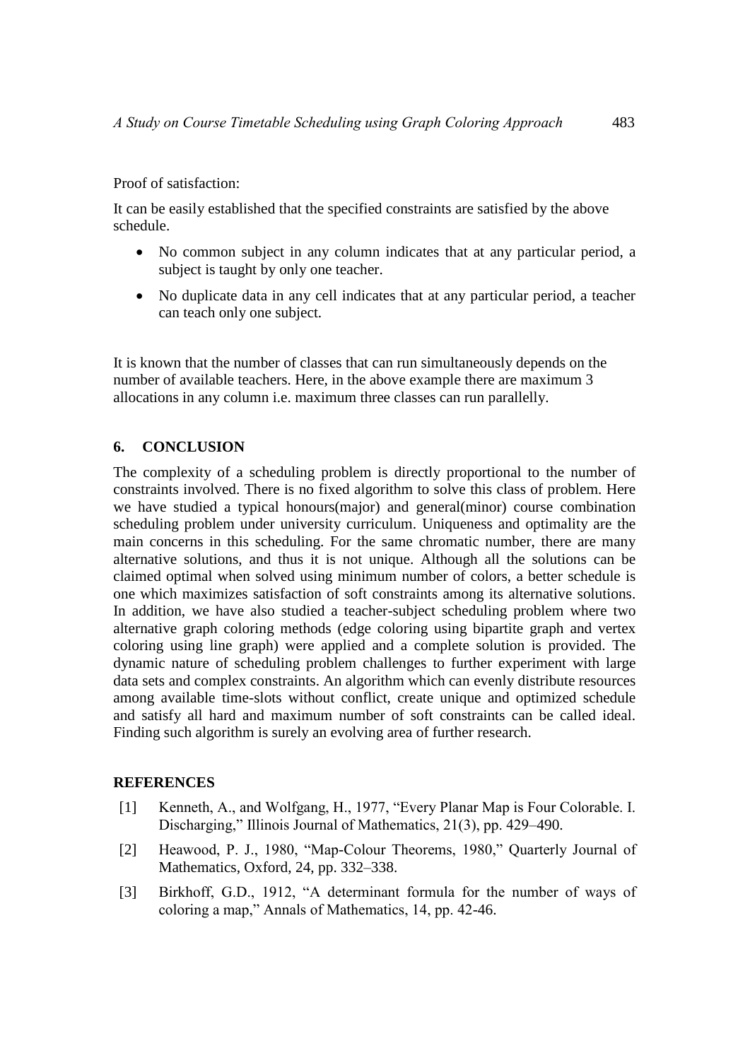Proof of satisfaction:

It can be easily established that the specified constraints are satisfied by the above schedule.

- No common subject in any column indicates that at any particular period, a subject is taught by only one teacher.
- No duplicate data in any cell indicates that at any particular period, a teacher can teach only one subject.

It is known that the number of classes that can run simultaneously depends on the number of available teachers. Here, in the above example there are maximum 3 allocations in any column i.e. maximum three classes can run parallelly.

## 6. CONCLUSION

The complexity of a scheduling problem is directly proportional to the number of constraints involved. There is no fixed algorithm to solve this class of problem. Here we have studied a typical honours(major) and general(minor) course combination scheduling problem under university curriculum. Uniqueness and optimality are the main concerns in this scheduling. For the same chromatic number, there are many alternative solutions, and thus it is not unique. Although all the solutions can be claimed optimal when solved using minimum number of colors, a better schedule is one which maximizes satisfaction of soft constraints among its alternative solutions. In addition, we have also studied a teacher-subject scheduling problem where two alternative graph coloring methods (edge coloring using bipartite graph and vertex coloring using line graph) were applied and a complete solution is provided. The dynamic nature of scheduling problem challenges to further experiment with large data sets and complex constraints. An algorithm which can evenly distribute resources among available time-slots without conflict, create unique and optimized schedule and satisfy all hard and maximum number of soft constraints can be called ideal. Finding such algorithm is surely an evolving area of further research.

## REFERENCES

[1] Kenneth, A., and Wolfgang, H., 1977, “Every Planar Map is Four Colorable. I. Discharging,” Illinois Journal of Mathematics, 21(3), pp. 429–490.

[2] Heawood, P. J., 1980, “Map-Colour Theorems, 1980,” Quarterly Journal of Mathematics, Oxford, 24, pp. 332–338.

[3] Birkhoff, G.D., 1912, “A determinant formula for the number of ways of coloring a map,” Annals of Mathematics, 14, pp. 42-46.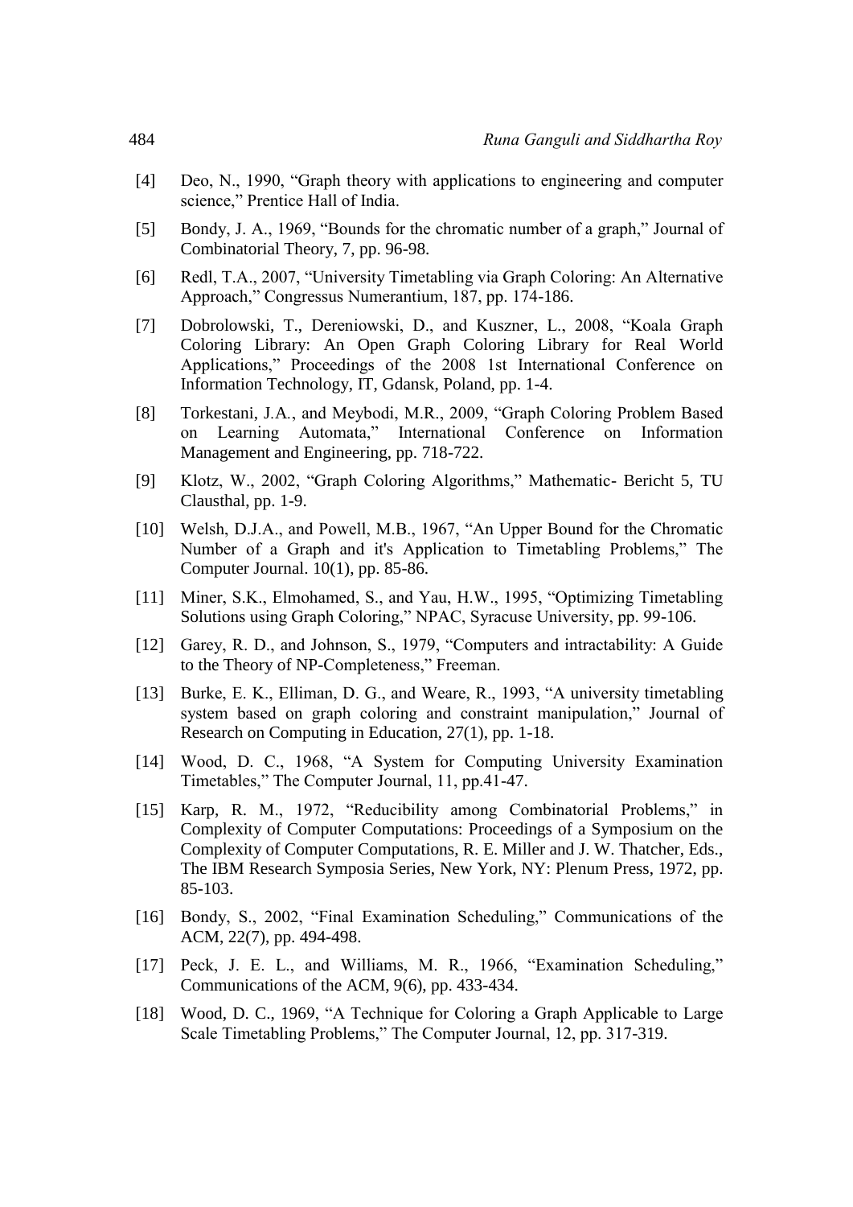[4] Deo, N., 1990, “Graph theory with applications to engineering and computer science,” Prentice Hall of India.

[5] Bondy, J. A., 1969, “Bounds for the chromatic number of a graph,” Journal of Combinatorial Theory, 7, pp. 96-98.

[6] Redl, T.A., 2007, “University Timetabling via Graph Coloring: An Alternative Approach,” Congressus Numerantium, 187, pp. 174-186.

[7] Dobrolowski, T., Dereniowski, D., and Kuszner, L., 2008, “Koala Graph Coloring Library: An Open Graph Coloring Library for Real World Applications,” Proceedings of the 2008 1st International Conference on Information Technology, IT, Gdansk, Poland, pp. 1-4.

[8] Torkestani, J.A., and Meybodi, M.R., 2009, “Graph Coloring Problem Based on Learning Automata,” International Conference on Information Management and Engineering, pp. 718-722.

[9] Klotz, W., 2002, “Graph Coloring Algorithms,” Mathematic- Bericht 5, TU Clausthal, pp. 1-9.

[10] Welsh, D.J.A., and Powell, M.B., 1967, “An Upper Bound for the Chromatic Number of a Graph and it's Application to Timetabling Problems,” The Computer Journal. 10(1), pp. 85-86.

[11] Miner, S.K., Elmohamed, S., and Yau, H.W., 1995, “Optimizing Timetabling Solutions using Graph Coloring,” NPAC, Syracuse University, pp. 99-106.

[12] Garey, R. D., and Johnson, S., 1979, “Computers and intractability: A Guide to the Theory of NP-Completeness,” Freeman.

[13] Burke, E. K., Elliman, D. G., and Weare, R., 1993, “A university timetabling system based on graph coloring and constraint manipulation,” Journal of Research on Computing in Education, 27(1), pp. 1-18.

[14] Wood, D. C., 1968, “A System for Computing University Examination Timetables,” The Computer Journal, 11, pp.41-47.

[15] Karp, R. M., 1972, “Reducibility among Combinatorial Problems,” in Complexity of Computer Computations: Proceedings of a Symposium on the Complexity of Computer Computations, R. E. Miller and J. W. Thatcher, Eds., The IBM Research Symposia Series, New York, NY: Plenum Press, 1972, pp. 85-103.

[16] Bondy, S., 2002, “Final Examination Scheduling,” Communications of the ACM, 22(7), pp. 494-498.

[17] Peck, J. E. L., and Williams, M. R., 1966, “Examination Scheduling,” Communications of the ACM, 9(6), pp. 433-434.

[18] Wood, D. C., 1969, “A Technique for Coloring a Graph Applicable to Large Scale Timetabling Problems,” The Computer Journal, 12, pp. 317-319.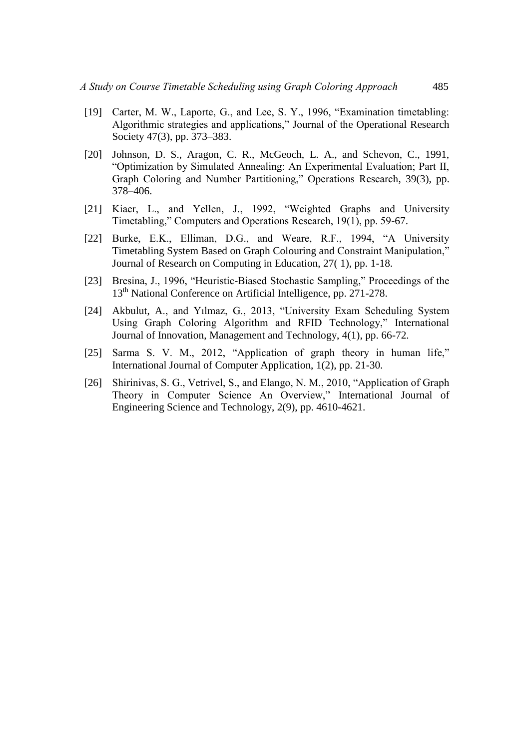[19] Carter, M. W., Laporte, G., and Lee, S. Y., 1996, "Examination timetabling: Algorithmic strategies and applications," Journal of the Operational Research Society 47(3), pp. 373–383.

[20] Johnson, D. S., Aragon, C. R., McGeoch, L. A., and Schevon, C., 1991, "Optimization by Simulated Annealing: An Experimental Evaluation; Part II, Graph Coloring and Number Partitioning," Operations Research, 39(3), pp. 378–406.

[21] Kiaer, L., and Yellen, J., 1992, "Weighted Graphs and University Timetabling," Computers and Operations Research, 19(1), pp. 59-67.

[22] Burke, E.K., Elliman, D.G., and Weare, R.F., 1994, "A University Timetabling System Based on Graph Colouring and Constraint Manipulation," Journal of Research on Computing in Education, 27( 1), pp. 1-18.

[23] Bresina, J., 1996, "Heuristic-Biased Stochastic Sampling," Proceedings of the 13th National Conference on Artificial Intelligence, pp. 271-278.

[24] Akbulut, A., and Yılmaz, G., 2013, "University Exam Scheduling System Using Graph Coloring Algorithm and RFID Technology," International Journal of Innovation, Management and Technology, 4(1), pp. 66-72.

[25] Sarma S. V. M., 2012, "Application of graph theory in human life," International Journal of Computer Application, 1(2), pp. 21-30.

[26] Shirinivas, S. G., Vetrivel, S., and Elango, N. M., 2010, "Application of Graph Theory in Computer Science An Overview," International Journal of Engineering Science and Technology, 2(9), pp. 4610-4621.